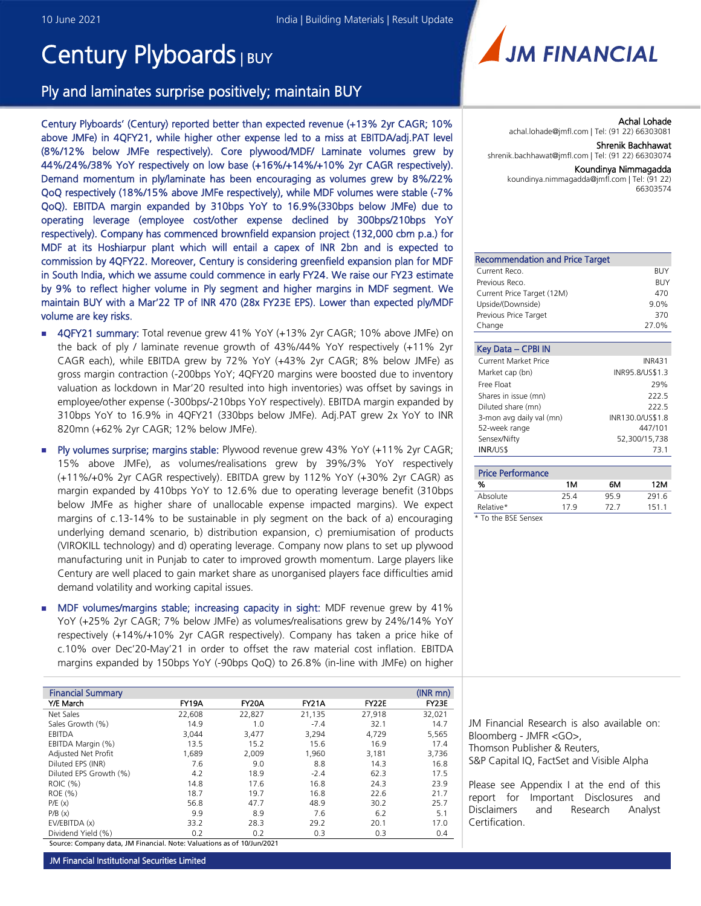10 June 2021 | India | Building Materials | Result Update

# Century Plyboards | BUY

## Ply and laminates surprise positively; maintain BUY

**Century Plyboards' (Century) reported better than expected revenue (+13% 2yr CAGR; 10% above JMFe) in 4QFY21, while higher other expense led to a miss at EBITDA/adj.PAT level (8%/12% below JMFe respectively). Core plywood/MDF/ Laminate volumes grew by 44%/24%/38% YoY respectively on low base (+16%/+14%/+10% 2yr CAGR respectively). Demand momentum in ply/laminate has been encouraging as volumes grew by 8%/22% QoQ respectively (18%/15% above JMFe respectively), while MDF volumes were stable (-7% QoQ). EBITDA margin expanded by 310bps YoY to 16.9%(330bps below JMFe) due to operating leverage (employee cost/other expense declined by 300bps/210bps YoY respectively). Company has commenced brownfield expansion project (132,000 cbm p.a.) for MDF at its Hoshiarpur plant which will entail a capex of INR 2bn and is expected to commission by 4QFY22. Moreover, Century is considering greenfield expansion plan for MDF in South India, which we assume could commence in early FY24. We raise our FY23 estimate by 9% to reflect higher volume in Ply segment and higher margins in MDF segment. We maintain BUY with a Mar'22 TP of INR 470 (28x FY23E EPS). Lower than expected ply/MDF volume are key risks.**

- **4QFY21 summary:** Total revenue grew 41% YoY (+13% 2yr CAGR; 10% above JMFe) on the back of ply / laminate revenue growth of 43%/44% YoY respectively (+11% 2yr CAGR each), while EBITDA grew by 72% YoY (+43% 2yr CAGR; 8% below JMFe) as gross margin contraction (-200bps YoY; 4QFY20 margins were boosted due to inventory valuation as lockdown in Mar'20 resulted into high inventories) was offset by savings in employee/other expense (-300bps/-210bps YoY respectively). EBITDA margin expanded by 310bps YoY to 16.9% in 4QFY21 (330bps below JMFe). Adj.PAT grew 2x YoY to INR 820mn (+62% 2yr CAGR; 12% below JMFe).

- **Ply volumes surprise; margins stable:** Plywood revenue grew 43% YoY (+11% 2yr CAGR; 15% above JMFe), as volumes/realisations grew by 39%/3% YoY respectively (+11%/+0% 2yr CAGR respectively). EBITDA grew by 112% YoY (+30% 2yr CAGR) as margin expanded by 410bps YoY to 12.6% due to operating leverage benefit (310bps below JMFe as higher share of unallocable expense impacted margins). We expect margins of c.13-14% to be sustainable in ply segment on the back of a) encouraging underlying demand scenario, b) distribution expansion, c) premiumisation of products (VIROKILL technology) and d) operating leverage. Company now plans to set up plywood manufacturing unit in Punjab to cater to improved growth momentum. Large players like Century are well placed to gain market share as unorganised players face difficulties amid demand volatility and working capital issues.

- **MDF volumes/margins stable; increasing capacity in sight:** MDF revenue grew by 41% YoY (+25% 2yr CAGR; 7% below JMFe) as volumes/realisations grew by 24%/14% YoY respectively (+14%/+10% 2yr CAGR respectively). Company has taken a price hike of c.10% over Dec'20-May'21 in order to offset the raw material cost inflation. EBITDA margins expanded by 150bps YoY (-90bps QoQ) to 26.8% (in-line with JMFe) on higher

**Financial Summary** (INR mn)

| Y/E March | FY19A | FY20A | FY21A | FY22E | FY23E |
|---|---|---|---|---|---|
| Net Sales | 22,608 | 22,827 | 21,135 | 27,918 | 32,021 |
| Sales Growth (%) | 14.9 | 1.0 | -7.4 | 32.1 | 14.7 |
| EBITDA | 3,044 | 3,477 | 3,294 | 4,729 | 5,565 |
| EBITDA Margin (%) | 13.5 | 15.2 | 15.6 | 16.9 | 17.4 |
| Adjusted Net Profit | 1,689 | 2,009 | 1,960 | 3,181 | 3,736 |
| Diluted EPS (INR) | 7.6 | 9.0 | 8.8 | 14.3 | 16.8 |
| Diluted EPS Growth (%) | 4.2 | 18.9 | -2.4 | 62.3 | 17.5 |
| ROIC (%) | 14.8 | 17.6 | 16.8 | 24.3 | 23.9 |
| ROE (%) | 18.7 | 19.7 | 16.8 | 22.6 | 21.7 |
| P/E (x) | 56.8 | 47.7 | 48.9 | 30.2 | 25.7 |
| P/B (x) | 9.9 | 8.9 | 7.6 | 6.2 | 5.1 |
| EV/EBITDA (x) | 33.2 | 28.3 | 29.2 | 20.1 | 17.0 |
| Dividend Yield (%) | 0.2 | 0.2 | 0.3 | 0.3 | 0.4 |

Source: Company data, JM Financial. Note: Valuations as of 10/Jun/2021

Achal Lohade
achal.lohade@jmfl.com | Tel: (91 22) 66303081

Shrenik Bachhawat
shrenik.bachhawat@jmfl.com | Tel: (91 22) 66303074

Koundinya Nimmagadda
koundinya.nimmagadda@jmfl.com | Tel: (91 22) 66303574

| Recommendation and Price Target | |
|---|---|
| Current Reco. | BUY |
| Previous Reco. | BUY |
| Current Price Target (12M) | 470 |
| Upside/(Downside) | 9.0% |
| Previous Price Target | 370 |
| Change | 27.0% |

| Key Data – CPBI IN | |
|---|---|
| Current Market Price | INR431 |
| Market cap (bn) | INR95.8/US$1.3 |
| Free Float | 29% |
| Shares in issue (mn) | 222.5 |
| Diluted share (mn) | 222.5 |
| 3-mon avg daily val (mn) | INR130.0/US$1.8 |
| 52-week range | 447/101 |
| Sensex/Nifty | 52,300/15,738 |
| INR/US$ | 73.1 |

| Price Performance | | | |
|---|---|---|---|
| % | 1M | 6M | 12M |
| Absolute | 25.4 | 95.9 | 291.6 |
| Relative* | 17.9 | 72.7 | 151.1 |

\* To the BSE Sensex

JM Financial Research is also available on: Bloomberg - JMFR <GO>, Thomson Publisher & Reuters, S&P Capital IQ, FactSet and Visible Alpha

Please see Appendix I at the end of this report for Important Disclosures and Disclaimers and Research Analyst Certification.

JM Financial Institutional Securities Limited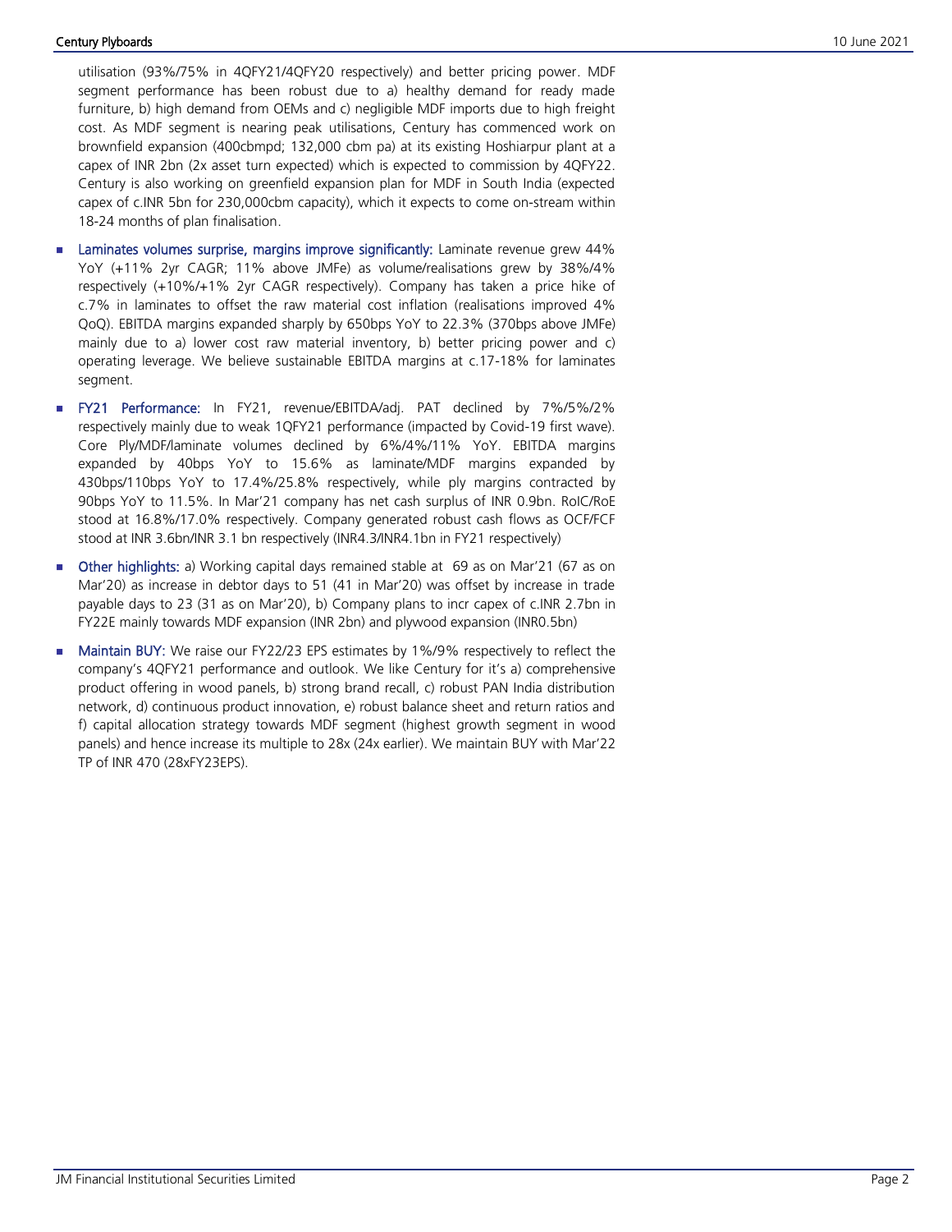utilisation (93%/75% in 4QFY21/4QFY20 respectively) and better pricing power. MDF segment performance has been robust due to a) healthy demand for ready made furniture, b) high demand from OEMs and c) negligible MDF imports due to high freight cost. As MDF segment is nearing peak utilisations, Century has commenced work on brownfield expansion (400cbmpd; 132,000 cbm pa) at its existing Hoshiarpur plant at a capex of INR 2bn (2x asset turn expected) which is expected to commission by 4QFY22. Century is also working on greenfield expansion plan for MDF in South India (expected capex of c.INR 5bn for 230,000cbm capacity), which it expects to come on-stream within 18-24 months of plan finalisation.

- **Laminates volumes surprise, margins improve significantly:** Laminate revenue grew 44% YoY (+11% 2yr CAGR; 11% above JMFe) as volume/realisations grew by 38%/4% respectively (+10%/+1% 2yr CAGR respectively). Company has taken a price hike of c.7% in laminates to offset the raw material cost inflation (realisations improved 4% QoQ). EBITDA margins expanded sharply by 650bps YoY to 22.3% (370bps above JMFe) mainly due to a) lower cost raw material inventory, b) better pricing power and c) operating leverage. We believe sustainable EBITDA margins at c.17-18% for laminates segment.

- **FY21 Performance:** In FY21, revenue/EBITDA/adj. PAT declined by 7%/5%/2% respectively mainly due to weak 1QFY21 performance (impacted by Covid-19 first wave). Core Ply/MDF/laminate volumes declined by 6%/4%/11% YoY. EBITDA margins expanded by 40bps YoY to 15.6% as laminate/MDF margins expanded by 430bps/110bps YoY to 17.4%/25.8% respectively, while ply margins contracted by 90bps YoY to 11.5%. In Mar'21 company has net cash surplus of INR 0.9bn. RoIC/RoE stood at 16.8%/17.0% respectively. Company generated robust cash flows as OCF/FCF stood at INR 3.6bn/INR 3.1 bn respectively (INR4.3/INR4.1bn in FY21 respectively)

- **Other highlights:** a) Working capital days remained stable at 69 as on Mar'21 (67 as on Mar'20) as increase in debtor days to 51 (41 in Mar'20) was offset by increase in trade payable days to 23 (31 as on Mar'20), b) Company plans to incr capex of c.INR 2.7bn in FY22E mainly towards MDF expansion (INR 2bn) and plywood expansion (INR0.5bn)

- **Maintain BUY:** We raise our FY22/23 EPS estimates by 1%/9% respectively to reflect the company's 4QFY21 performance and outlook. We like Century for it's a) comprehensive product offering in wood panels, b) strong brand recall, c) robust PAN India distribution network, d) continuous product innovation, e) robust balance sheet and return ratios and f) capital allocation strategy towards MDF segment (highest growth segment in wood panels) and hence increase its multiple to 28x (24x earlier). We maintain BUY with Mar'22 TP of INR 470 (28xFY23EPS).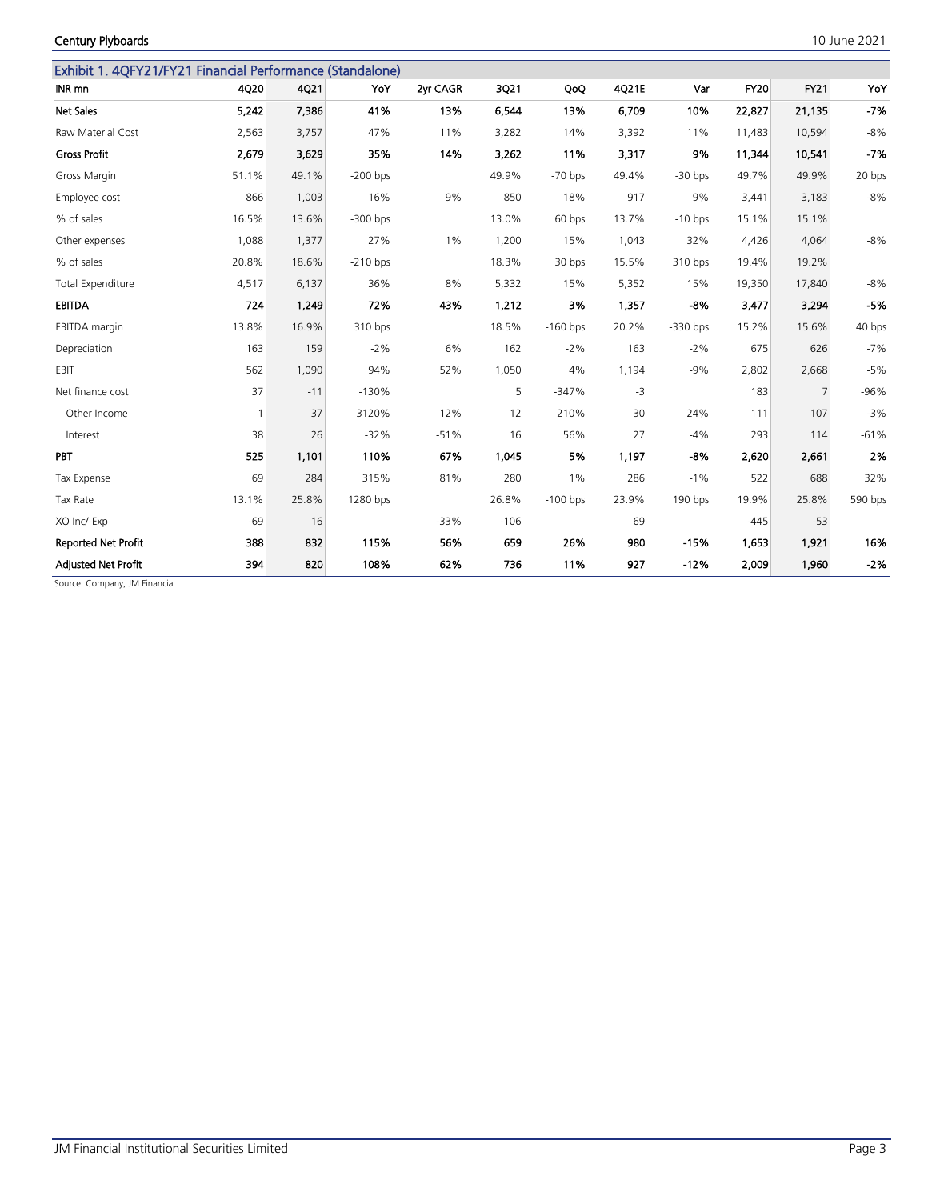Exhibit 1. 4QFY21/FY21 Financial Performance (Standalone)

| INR mn | 4Q20 | 4Q21 | YoY | 2yr CAGR | 3Q21 | QoQ | 4Q21E | Var | FY20 | FY21 | YoY |
|---|---|---|---|---|---|---|---|---|---|---|---|
| **Net Sales** | **5,242** | **7,386** | **41%** | **13%** | **6,544** | **13%** | **6,709** | **10%** | **22,827** | **21,135** | **-7%** |
| Raw Material Cost | 2,563 | 3,757 | 47% | 11% | 3,282 | 14% | 3,392 | 11% | 11,483 | 10,594 | -8% |
| **Gross Profit** | **2,679** | **3,629** | **35%** | **14%** | **3,262** | **11%** | **3,317** | **9%** | **11,344** | **10,541** | **-7%** |
| Gross Margin | 51.1% | 49.1% | -200 bps | | 49.9% | -70 bps | 49.4% | -30 bps | 49.7% | 49.9% | 20 bps |
| Employee cost | 866 | 1,003 | 16% | 9% | 850 | 18% | 917 | 9% | 3,441 | 3,183 | -8% |
| % of sales | 16.5% | 13.6% | -300 bps | | 13.0% | 60 bps | 13.7% | -10 bps | 15.1% | 15.1% | |
| Other expenses | 1,088 | 1,377 | 27% | 1% | 1,200 | 15% | 1,043 | 32% | 4,426 | 4,064 | -8% |
| % of sales | 20.8% | 18.6% | -210 bps | | 18.3% | 30 bps | 15.5% | 310 bps | 19.4% | 19.2% | |
| Total Expenditure | 4,517 | 6,137 | 36% | 8% | 5,332 | 15% | 5,352 | 15% | 19,350 | 17,840 | -8% |
| **EBITDA** | **724** | **1,249** | **72%** | **43%** | **1,212** | **3%** | **1,357** | **-8%** | **3,477** | **3,294** | **-5%** |
| EBITDA margin | 13.8% | 16.9% | 310 bps | | 18.5% | -160 bps | 20.2% | -330 bps | 15.2% | 15.6% | 40 bps |
| Depreciation | 163 | 159 | -2% | 6% | 162 | -2% | 163 | -2% | 675 | 626 | -7% |
| EBIT | 562 | 1,090 | 94% | 52% | 1,050 | 4% | 1,194 | -9% | 2,802 | 2,668 | -5% |
| Net finance cost | 37 | -11 | -130% | | 5 | -347% | -3 | | 183 | 7 | -96% |
| Other Income | 1 | 37 | 3120% | 12% | 12 | 210% | 30 | 24% | 111 | 107 | -3% |
| Interest | 38 | 26 | -32% | -51% | 16 | 56% | 27 | -4% | 293 | 114 | -61% |
| **PBT** | **525** | **1,101** | **110%** | **67%** | **1,045** | **5%** | **1,197** | **-8%** | **2,620** | **2,661** | **2%** |
| Tax Expense | 69 | 284 | 315% | 81% | 280 | 1% | 286 | -1% | 522 | 688 | 32% |
| Tax Rate | 13.1% | 25.8% | 1280 bps | | 26.8% | -100 bps | 23.9% | 190 bps | 19.9% | 25.8% | 590 bps |
| XO Inc/-Exp | -69 | 16 | | -33% | -106 | | 69 | | -445 | -53 | |
| **Reported Net Profit** | **388** | **832** | **115%** | **56%** | **659** | **26%** | **980** | **-15%** | **1,653** | **1,921** | **16%** |
| **Adjusted Net Profit** | **394** | **820** | **108%** | **62%** | **736** | **11%** | **927** | **-12%** | **2,009** | **1,960** | **-2%** |

Source: Company, JM Financial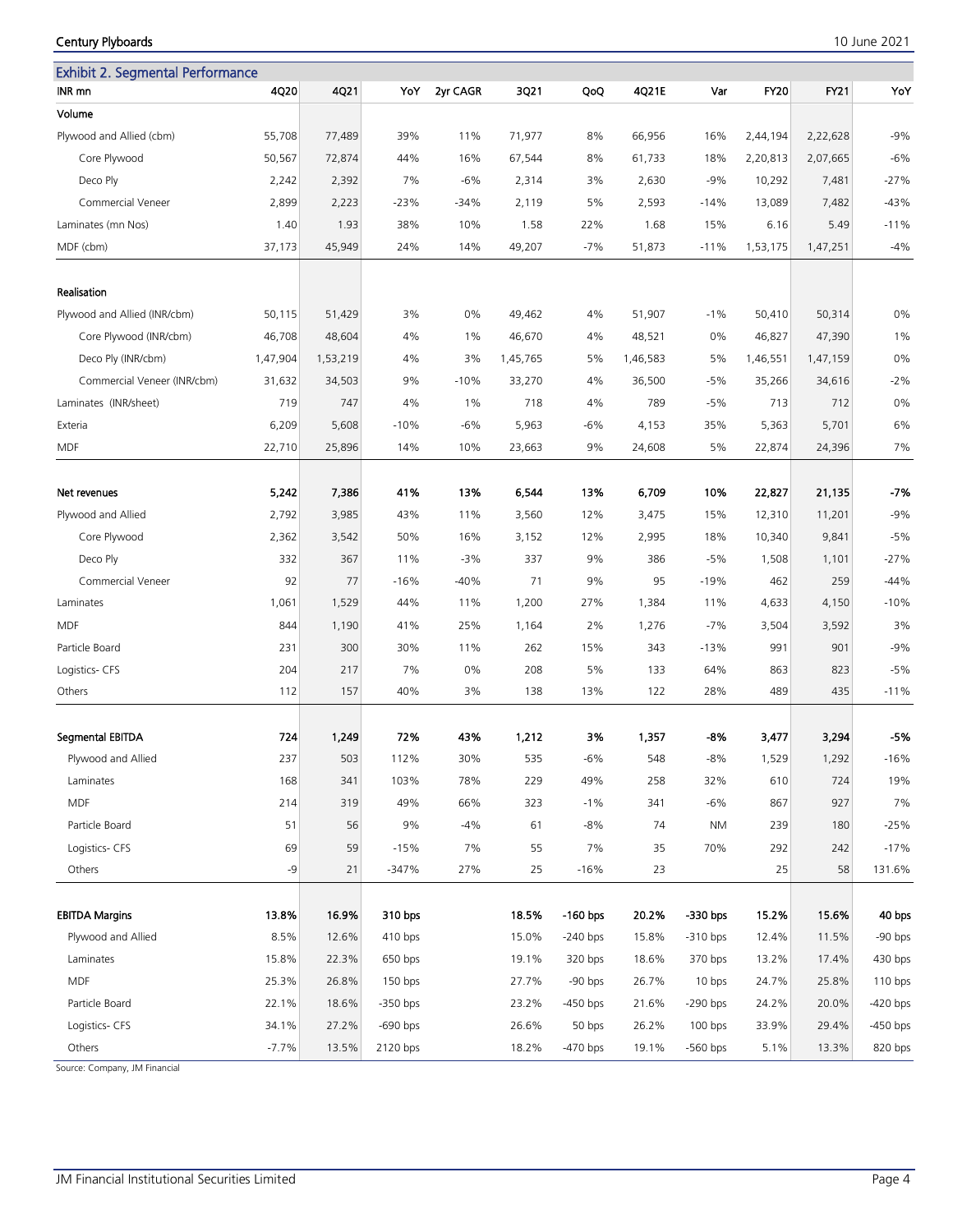Exhibit 2. Segmental Performance

| INR mn | 4Q20 | 4Q21 | YoY | 2yr CAGR | 3Q21 | QoQ | 4Q21E | Var | FY20 | FY21 | YoY |
|---|---|---|---|---|---|---|---|---|---|---|---|
| **Volume** | | | | | | | | | | | |
| Plywood and Allied (cbm) | 55,708 | 77,489 | 39% | 11% | 71,977 | 8% | 66,956 | 16% | 2,44,194 | 2,22,628 | -9% |
| Core Plywood | 50,567 | 72,874 | 44% | 16% | 67,544 | 8% | 61,733 | 18% | 2,20,813 | 2,07,665 | -6% |
| Deco Ply | 2,242 | 2,392 | 7% | -6% | 2,314 | 3% | 2,630 | -9% | 10,292 | 7,481 | -27% |
| Commercial Veneer | 2,899 | 2,223 | -23% | -34% | 2,119 | 5% | 2,593 | -14% | 13,089 | 7,482 | -43% |
| Laminates (mn Nos) | 1.40 | 1.93 | 38% | 10% | 1.58 | 22% | 1.68 | 15% | 6.16 | 5.49 | -11% |
| MDF (cbm) | 37,173 | 45,949 | 24% | 14% | 49,207 | -7% | 51,873 | -11% | 1,53,175 | 1,47,251 | -4% |
| **Realisation** | | | | | | | | | | | |
| Plywood and Allied (INR/cbm) | 50,115 | 51,429 | 3% | 0% | 49,462 | 4% | 51,907 | -1% | 50,410 | 50,314 | 0% |
| Core Plywood (INR/cbm) | 46,708 | 48,604 | 4% | 1% | 46,670 | 4% | 48,521 | 0% | 46,827 | 47,390 | 1% |
| Deco Ply (INR/cbm) | 1,47,904 | 1,53,219 | 4% | 3% | 1,45,765 | 5% | 1,46,583 | 5% | 1,46,551 | 1,47,159 | 0% |
| Commercial Veneer (INR/cbm) | 31,632 | 34,503 | 9% | -10% | 33,270 | 4% | 36,500 | -5% | 35,266 | 34,616 | -2% |
| Laminates (INR/sheet) | 719 | 747 | 4% | 1% | 718 | 4% | 789 | -5% | 713 | 712 | 0% |
| Exteria | 6,209 | 5,608 | -10% | -6% | 5,963 | -6% | 4,153 | 35% | 5,363 | 5,701 | 6% |
| MDF | 22,710 | 25,896 | 14% | 10% | 23,663 | 9% | 24,608 | 5% | 22,874 | 24,396 | 7% |
| **Net revenues** | **5,242** | **7,386** | **41%** | **13%** | **6,544** | **13%** | **6,709** | **10%** | **22,827** | **21,135** | **-7%** |
| Plywood and Allied | 2,792 | 3,985 | 43% | 11% | 3,560 | 12% | 3,475 | 15% | 12,310 | 11,201 | -9% |
| Core Plywood | 2,362 | 3,542 | 50% | 16% | 3,152 | 12% | 2,995 | 18% | 10,340 | 9,841 | -5% |
| Deco Ply | 332 | 367 | 11% | -3% | 337 | 9% | 386 | -5% | 1,508 | 1,101 | -27% |
| Commercial Veneer | 92 | 77 | -16% | -40% | 71 | 9% | 95 | -19% | 462 | 259 | -44% |
| Laminates | 1,061 | 1,529 | 44% | 11% | 1,200 | 27% | 1,384 | 11% | 4,633 | 4,150 | -10% |
| MDF | 844 | 1,190 | 41% | 25% | 1,164 | 2% | 1,276 | -7% | 3,504 | 3,592 | 3% |
| Particle Board | 231 | 300 | 30% | 11% | 262 | 15% | 343 | -13% | 991 | 901 | -9% |
| Logistics- CFS | 204 | 217 | 7% | 0% | 208 | 5% | 133 | 64% | 863 | 823 | -5% |
| Others | 112 | 157 | 40% | 3% | 138 | 13% | 122 | 28% | 489 | 435 | -11% |
| **Segmental EBITDA** | **724** | **1,249** | **72%** | **43%** | **1,212** | **3%** | **1,357** | **-8%** | **3,477** | **3,294** | **-5%** |
| Plywood and Allied | 237 | 503 | 112% | 30% | 535 | -6% | 548 | -8% | 1,529 | 1,292 | -16% |
| Laminates | 168 | 341 | 103% | 78% | 229 | 49% | 258 | 32% | 610 | 724 | 19% |
| MDF | 214 | 319 | 49% | 66% | 323 | -1% | 341 | -6% | 867 | 927 | 7% |
| Particle Board | 51 | 56 | 9% | -4% | 61 | -8% | 74 | NM | 239 | 180 | -25% |
| Logistics- CFS | 69 | 59 | -15% | 7% | 55 | 7% | 35 | 70% | 292 | 242 | -17% |
| Others | -9 | 21 | -347% | 27% | 25 | -16% | 23 | | 25 | 58 | 131.6% |
| **EBITDA Margins** | **13.8%** | **16.9%** | **310 bps** | | **18.5%** | **-160 bps** | **20.2%** | **-330 bps** | **15.2%** | **15.6%** | **40 bps** |
| Plywood and Allied | 8.5% | 12.6% | 410 bps | | 15.0% | -240 bps | 15.8% | -310 bps | 12.4% | 11.5% | -90 bps |
| Laminates | 15.8% | 22.3% | 650 bps | | 19.1% | 320 bps | 18.6% | 370 bps | 13.2% | 17.4% | 430 bps |
| MDF | 25.3% | 26.8% | 150 bps | | 27.7% | -90 bps | 26.7% | 10 bps | 24.7% | 25.8% | 110 bps |
| Particle Board | 22.1% | 18.6% | -350 bps | | 23.2% | -450 bps | 21.6% | -290 bps | 24.2% | 20.0% | -420 bps |
| Logistics- CFS | 34.1% | 27.2% | -690 bps | | 26.6% | 50 bps | 26.2% | 100 bps | 33.9% | 29.4% | -450 bps |
| Others | -7.7% | 13.5% | 2120 bps | | 18.2% | -470 bps | 19.1% | -560 bps | 5.1% | 13.3% | 820 bps |

Source: Company, JM Financial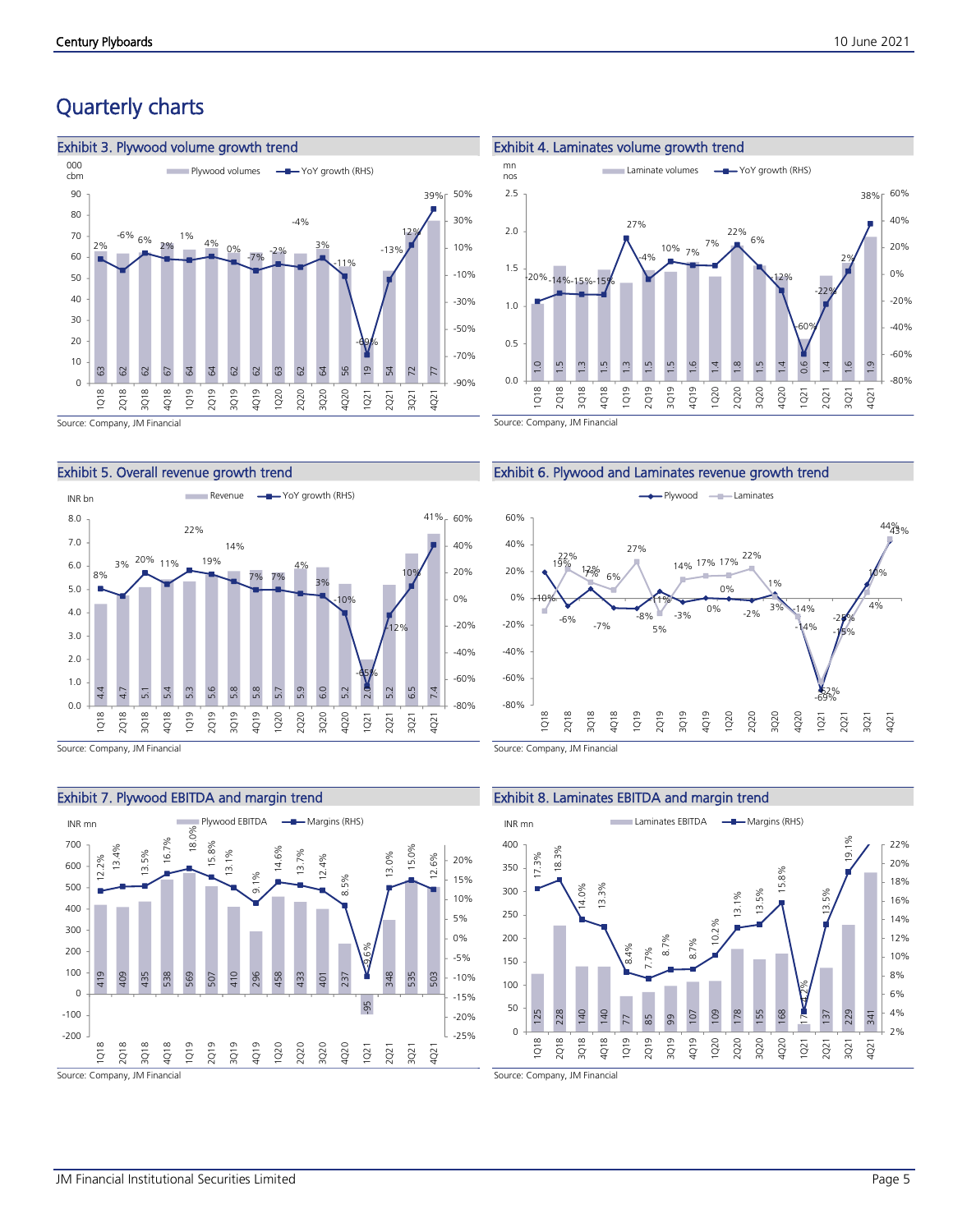# Quarterly charts

### Exhibit 3. Plywood volume growth trend

000 cbm

Plywood volumes — YoY growth (RHS)

1Q18 2Q18 3Q18 4Q18 1Q19 2Q19 3Q19 4Q19 1Q20 2Q20 3Q20 4Q20 1Q21 2Q21 3Q21 4Q21

63 62 62 67 64 64 62 62 63 62 64 56 19 54 72 77

2% -6% 6% 2% 1% 4% 0% -7% -2% -4% 3% -11% -69% -13% 12% 39%

Source: Company, JM Financial

### Exhibit 4. Laminates volume growth trend

mn nos

Laminate volumes — YoY growth (RHS)

1Q18 2Q18 3Q18 4Q18 1Q19 2Q19 3Q19 4Q19 1Q20 2Q20 3Q20 4Q20 1Q21 2Q21 3Q21 4Q21

1.0 1.5 1.3 1.5 1.3 1.5 1.5 1.6 1.4 1.8 1.5 1.4 0.6 1.4 1.6 1.9

-20% -14% -15% -15% 27% -4% 10% 7% 7% 22% 6% -12% -60% -22% 2% 38%

Source: Company, JM Financial

### Exhibit 5. Overall revenue growth trend

INR bn

Revenue — YoY growth (RHS)

1Q18 2Q18 3Q18 4Q18 1Q19 2Q19 3Q19 4Q19 1Q20 2Q20 3Q20 4Q20 1Q21 2Q21 3Q21 4Q21

4.4 4.7 5.1 5.4 5.3 5.6 5.8 5.8 5.7 5.9 6.0 5.2 2.0 5.2 6.5 7.4

8% 3% 20% 11% 22% 19% 14% 7% 7% 4% 3% -10% -65% -12% 10% 41%

Source: Company, JM Financial

### Exhibit 6. Plywood and Laminates revenue growth trend

Plywood — Laminates

1Q18 2Q18 3Q18 4Q18 1Q19 2Q19 3Q19 4Q19 1Q20 2Q20 3Q20 4Q20 1Q21 2Q21 3Q21 4Q21

19% -10% 22% -6% 12% 7% 6% -7% 27% -8% 1% 5% 14% -3% 17% 0% 17% 0% 22% -2% 1% 3% -14% -14% -62% -69% -25% -15% 10% 4% 44% 43%

Source: Company, JM Financial

### Exhibit 7. Plywood EBITDA and margin trend

INR mn

Plywood EBITDA — Margins (RHS)

1Q18 2Q18 3Q18 4Q18 1Q19 2Q19 3Q19 4Q19 1Q20 2Q20 3Q20 4Q20 1Q21 2Q21 3Q21 4Q21

419 409 435 538 569 507 410 296 458 433 401 237 -95 348 535 503

12.2% 13.4% 13.5% 16.7% 18.0% 15.8% 13.1% 9.1% 14.6% 13.7% 12.4% 8.5% -9.6% 13.0% 15.0% 12.6%

Source: Company, JM Financial

### Exhibit 8. Laminates EBITDA and margin trend

INR mn

Laminates EBITDA — Margins (RHS)

1Q18 2Q18 3Q18 4Q18 1Q19 2Q19 3Q19 4Q19 1Q20 2Q20 3Q20 4Q20 1Q21 2Q21 3Q21 4Q21

125 228 140 140 77 85 99 107 109 178 155 168 17 137 229 341

17.3% 18.3% 14.0% 13.3% 8.4% 7.7% 8.7% 8.7% 10.2% 13.1% 13.5% 15.8% 4.2% 13.5% 19.1%

Source: Company, JM Financial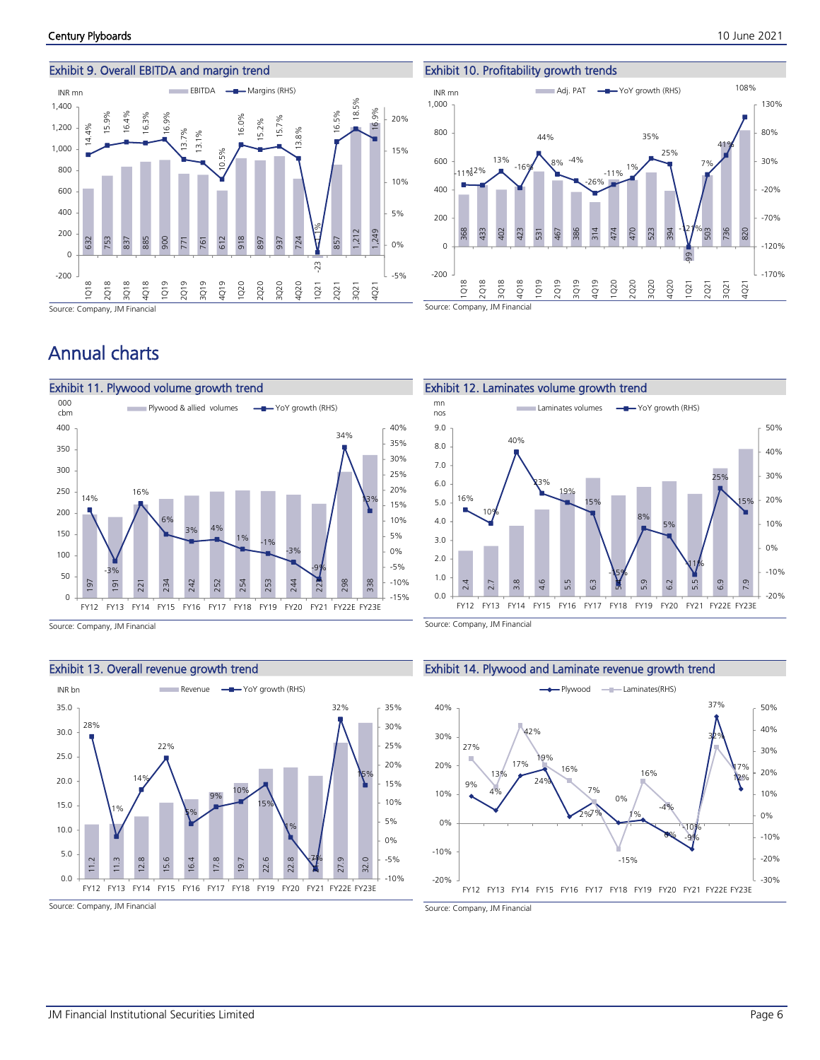## Exhibit 9. Overall EBITDA and margin trend

INR mn

EBITDA — Margins (RHS)

1,400
1,200
1,000
800
600
400
200
0
-200

20%
15%
10%
5%
0%
-5%

14.4% 15.9% 16.4% 16.3% 16.9% 13.7% 13.1% 10.5% 16.0% 15.2% 15.7% 13.8% -1% 16.5% 18.5% 16.9%

632 753 837 885 900 771 761 612 918 897 937 724 -23 857 1,212 1,249

1Q18 2Q18 3Q18 4Q18 1Q19 2Q19 3Q19 4Q19 1Q20 2Q20 3Q20 4Q20 1Q21 2Q21 3Q21 4Q21

Source: Company, JM Financial

## Exhibit 10. Profitability growth trends

INR mn

Adj. PAT — YoY growth (RHS)

1,000
800
600
400
200
0
-200

130%
80%
30%
-20%
-70%
-120%
-170%

-11% 12% 13% -16% 44% 8% -4% -26% -11% 1% 35% 25% -121% 7% 41% 108%

368 433 402 423 531 467 386 314 474 470 523 394 -99 503 736 820

1Q18 2Q18 3Q18 4Q18 1Q19 2Q19 3Q19 4Q19 1Q20 2Q20 3Q20 4Q20 1Q21 2Q21 3Q21 4Q21

Source: Company, JM Financial

# Annual charts

## Exhibit 11. Plywood volume growth trend

000 cbm

Plywood & allied volumes — YoY growth (RHS)

400
350
300
250
200
150
100
50
0

40%
35%
30%
25%
20%
15%
10%
5%
0%
-5%
-10%
-15%

14% -3% 16% 6% 3% 4% 1% -1% -3% -9% 34% 13%

197 191 221 234 242 252 254 253 244 222 298 338

FY12 FY13 FY14 FY15 FY16 FY17 FY18 FY19 FY20 FY21 FY22E FY23E

Source: Company, JM Financial

## Exhibit 12. Laminates volume growth trend

mn nos

Laminates volumes — YoY growth (RHS)

9.0
8.0
7.0
6.0
5.0
4.0
3.0
2.0
1.0
0.0

50%
40%
30%
20%
10%
0%
-10%
-20%

16% 10% 40% 23% 19% 15% -15% 8% 5% -11% 25% 15%

2.4 2.7 3.8 4.6 5.5 6.3 5.4 5.9 6.2 5.5 6.9 7.9

FY12 FY13 FY14 FY15 FY16 FY17 FY18 FY19 FY20 FY21 FY22E FY23E

Source: Company, JM Financial

## Exhibit 13. Overall revenue growth trend

INR bn

Revenue — YoY growth (RHS)

35.0
30.0
25.0
20.0
15.0
10.0
5.0
0.0

35%
30%
25%
20%
15%
10%
5%
0%
-5%
-10%

28% 1% 14% 22% 5% 9% 10% 15% 1% -7% 32% 15%

11.2 11.3 12.8 15.6 16.4 17.8 19.7 22.6 22.8 21.1 27.9 32.0

FY12 FY13 FY14 FY15 FY16 FY17 FY18 FY19 FY20 FY21 FY22E FY23E

Source: Company, JM Financial

## Exhibit 14. Plywood and Laminate revenue growth trend

Plywood — Laminates(RHS)

40%
30%
20%
10%
0%
-10%
-20%

50%
40%
30%
20%
10%
0%
-10%
-20%
-30%

27% 9% 13% 4% 42% 17% 19% 24% 16% 2% 7% 7% 0% -15% 1% 16% -4% 0% -10% -9% 37% 32% 17% 12%

FY12 FY13 FY14 FY15 FY16 FY17 FY18 FY19 FY20 FY21 FY22E FY23E

Source: Company, JM Financial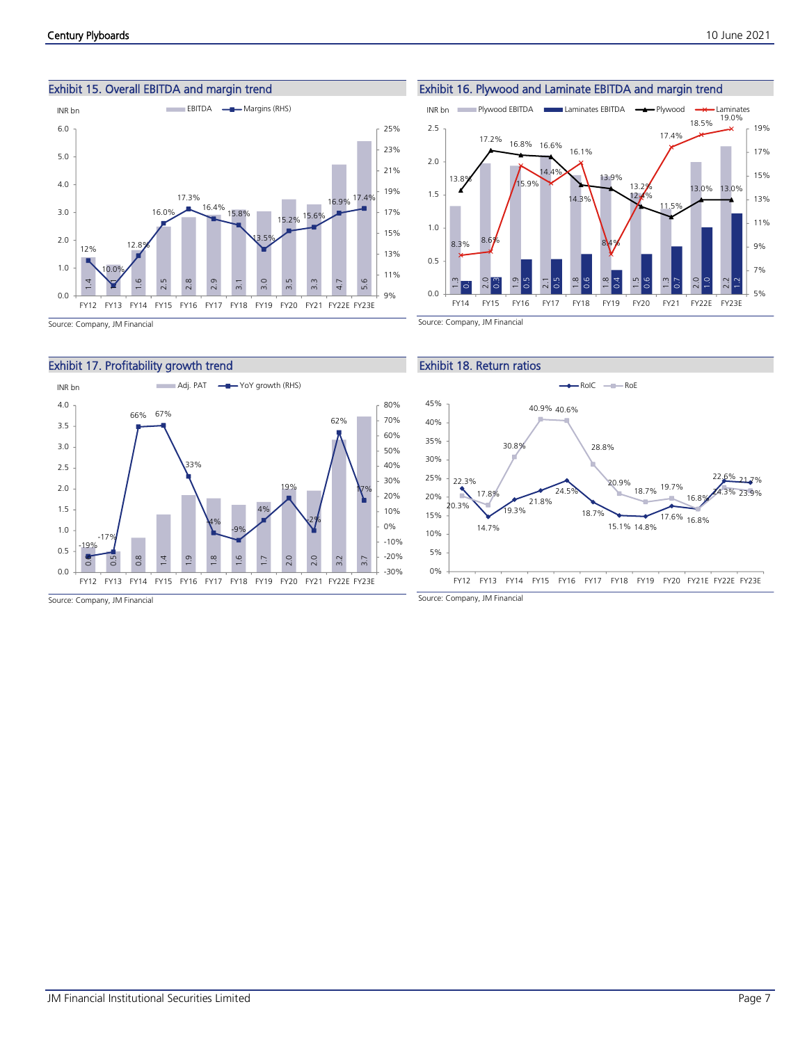## Exhibit 15. Overall EBITDA and margin trend

INR bn

EBITDA, Margins (RHS)

6.0, 5.0, 4.0, 3.0, 2.0, 1.0, 0.0

25%, 23%, 21%, 19%, 17%, 15%, 13%, 11%, 9%

12%, 10.0%, 12.8%, 16.0%, 17.3%, 16.4%, 15.8%, 13.5%, 15.2%, 15.6%, 16.9%, 17.4%

1.4, 1.1, 1.6, 2.5, 2.8, 2.9, 3.1, 3.0, 3.5, 3.3, 4.7, 5.6

FY12, FY13, FY14, FY15, FY16, FY17, FY18, FY19, FY20, FY21, FY22E, FY23E

Source: Company, JM Financial

## Exhibit 16. Plywood and Laminate EBITDA and margin trend

INR bn

Plywood EBITDA, Laminates EBITDA, Plywood, Laminates

2.5, 2.0, 1.5, 1.0, 0.5, 0.0

19%, 17%, 15%, 13%, 11%, 9%, 7%, 5%

13.8%, 17.2%, 16.8%, 16.6%, 16.1%, 14.4%, 15.9%, 14.3%, 13.9%, 13.2%, 12.4%, 11.5%, 17.4%, 18.5%, 19.0%, 13.0%, 13.0%, 8.3%, 8.6%, 8.4%

1.3, 0.2, 2.0, 0.3, 1.9, 0.5, 2.1, 0.5, 1.8, 0.6, 1.8, 0.4, 1.5, 0.6, 1.3, 0.7, 2.0, 1.0, 2.2, 1.2

FY14, FY15, FY16, FY17, FY18, FY19, FY20, FY21, FY22E, FY23E

Source: Company, JM Financial

## Exhibit 17. Profitability growth trend

INR bn

Adj. PAT, YoY growth (RHS)

4.0, 3.5, 3.0, 2.5, 2.0, 1.5, 1.0, 0.5, 0.0

80%, 70%, 60%, 50%, 40%, 30%, 20%, 10%, 0%, -10%, -20%, -30%

-19%, -17%, 66%, 67%, 33%, -4%, -9%, 4%, 19%, -2%, 62%, 17%

0.6, 0.5, 0.8, 1.4, 1.9, 1.8, 1.6, 1.7, 2.0, 2.0, 3.2, 3.7

FY12, FY13, FY14, FY15, FY16, FY17, FY18, FY19, FY20, FY21, FY22E, FY23E

Source: Company, JM Financial

## Exhibit 18. Return ratios

RoIC, RoE

45%, 40%, 35%, 30%, 25%, 20%, 15%, 10%, 5%, 0%

22.3%, 20.3%, 17.8%, 14.7%, 30.8%, 19.3%, 40.9%, 21.8%, 40.6%, 24.5%, 28.8%, 18.7%, 20.9%, 15.1%, 18.7%, 14.8%, 19.7%, 17.6%, 16.8%, 16.8%, 22.6%, 24.3%, 21.7%, 23.9%

FY12, FY13, FY14, FY15, FY16, FY17, FY18, FY19, FY20, FY21E, FY22E, FY23E

Source: Company, JM Financial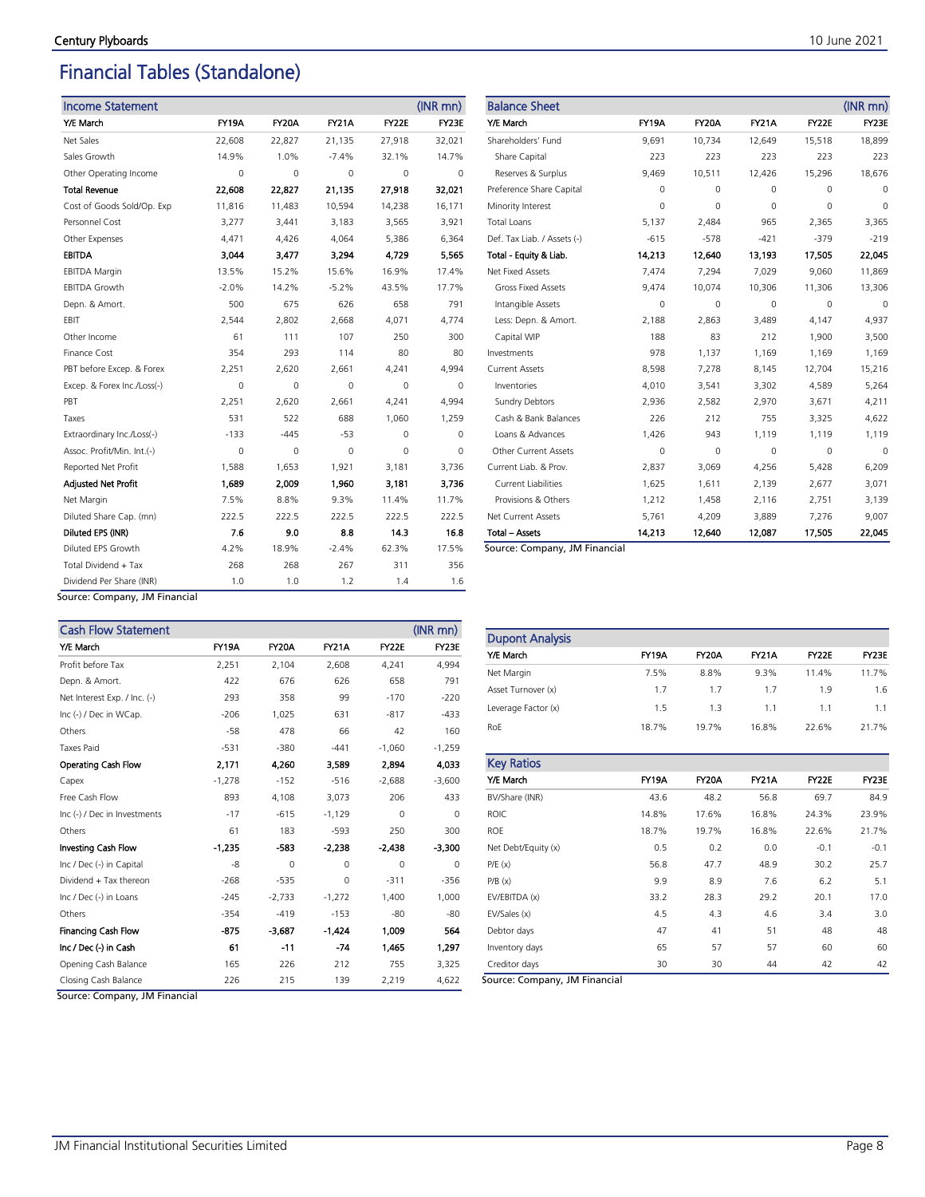# Financial Tables (Standalone)

| Income Statement | | | | | (INR mn) |
|---|---|---|---|---|---|
| Y/E March | FY19A | FY20A | FY21A | FY22E | FY23E |
| Net Sales | 22,608 | 22,827 | 21,135 | 27,918 | 32,021 |
| Sales Growth | 14.9% | 1.0% | -7.4% | 32.1% | 14.7% |
| Other Operating Income | 0 | 0 | 0 | 0 | 0 |
| **Total Revenue** | **22,608** | **22,827** | **21,135** | **27,918** | **32,021** |
| Cost of Goods Sold/Op. Exp | 11,816 | 11,483 | 10,594 | 14,238 | 16,171 |
| Personnel Cost | 3,277 | 3,441 | 3,183 | 3,565 | 3,921 |
| Other Expenses | 4,471 | 4,426 | 4,064 | 5,386 | 6,364 |
| **EBITDA** | **3,044** | **3,477** | **3,294** | **4,729** | **5,565** |
| EBITDA Margin | 13.5% | 15.2% | 15.6% | 16.9% | 17.4% |
| EBITDA Growth | -2.0% | 14.2% | -5.2% | 43.5% | 17.7% |
| Depn. & Amort. | 500 | 675 | 626 | 658 | 791 |
| EBIT | 2,544 | 2,802 | 2,668 | 4,071 | 4,774 |
| Other Income | 61 | 111 | 107 | 250 | 300 |
| Finance Cost | 354 | 293 | 114 | 80 | 80 |
| PBT before Excep. & Forex | 2,251 | 2,620 | 2,661 | 4,241 | 4,994 |
| Excep. & Forex Inc./Loss(-) | 0 | 0 | 0 | 0 | 0 |
| PBT | 2,251 | 2,620 | 2,661 | 4,241 | 4,994 |
| Taxes | 531 | 522 | 688 | 1,060 | 1,259 |
| Extraordinary Inc./Loss(-) | -133 | -445 | -53 | 0 | 0 |
| Assoc. Profit/Min. Int.(-) | 0 | 0 | 0 | 0 | 0 |
| Reported Net Profit | 1,588 | 1,653 | 1,921 | 3,181 | 3,736 |
| **Adjusted Net Profit** | **1,689** | **2,009** | **1,960** | **3,181** | **3,736** |
| Net Margin | 7.5% | 8.8% | 9.3% | 11.4% | 11.7% |
| Diluted Share Cap. (mn) | 222.5 | 222.5 | 222.5 | 222.5 | 222.5 |
| **Diluted EPS (INR)** | **7.6** | **9.0** | **8.8** | **14.3** | **16.8** |
| Diluted EPS Growth | 4.2% | 18.9% | -2.4% | 62.3% | 17.5% |
| Total Dividend + Tax | 268 | 268 | 267 | 311 | 356 |
| Dividend Per Share (INR) | 1.0 | 1.0 | 1.2 | 1.4 | 1.6 |

Source: Company, JM Financial

| Balance Sheet | | | | | (INR mn) |
|---|---|---|---|---|---|
| Y/E March | FY19A | FY20A | FY21A | FY22E | FY23E |
| Shareholders' Fund | 9,691 | 10,734 | 12,649 | 15,518 | 18,899 |
| Share Capital | 223 | 223 | 223 | 223 | 223 |
| Reserves & Surplus | 9,469 | 10,511 | 12,426 | 15,296 | 18,676 |
| Preference Share Capital | 0 | 0 | 0 | 0 | 0 |
| Minority Interest | 0 | 0 | 0 | 0 | 0 |
| Total Loans | 5,137 | 2,484 | 965 | 2,365 | 3,365 |
| Def. Tax Liab. / Assets (-) | -615 | -578 | -421 | -379 | -219 |
| **Total - Equity & Liab.** | **14,213** | **12,640** | **13,193** | **17,505** | **22,045** |
| Net Fixed Assets | 7,474 | 7,294 | 7,029 | 9,060 | 11,869 |
| Gross Fixed Assets | 9,474 | 10,074 | 10,306 | 11,306 | 13,306 |
| Intangible Assets | 0 | 0 | 0 | 0 | 0 |
| Less: Depn. & Amort. | 2,188 | 2,863 | 3,489 | 4,147 | 4,937 |
| Capital WIP | 188 | 83 | 212 | 1,900 | 3,500 |
| Investments | 978 | 1,137 | 1,169 | 1,169 | 1,169 |
| Current Assets | 8,598 | 7,278 | 8,145 | 12,704 | 15,216 |
| Inventories | 4,010 | 3,541 | 3,302 | 4,589 | 5,264 |
| Sundry Debtors | 2,936 | 2,582 | 2,970 | 3,671 | 4,211 |
| Cash & Bank Balances | 226 | 212 | 755 | 3,325 | 4,622 |
| Loans & Advances | 1,426 | 943 | 1,119 | 1,119 | 1,119 |
| Other Current Assets | 0 | 0 | 0 | 0 | 0 |
| Current Liab. & Prov. | 2,837 | 3,069 | 4,256 | 5,428 | 6,209 |
| Current Liabilities | 1,625 | 1,611 | 2,139 | 2,677 | 3,071 |
| Provisions & Others | 1,212 | 1,458 | 2,116 | 2,751 | 3,139 |
| Net Current Assets | 5,761 | 4,209 | 3,889 | 7,276 | 9,007 |
| **Total – Assets** | **14,213** | **12,640** | **12,087** | **17,505** | **22,045** |

Source: Company, JM Financial

| Cash Flow Statement | | | | | (INR mn) |
|---|---|---|---|---|---|
| Y/E March | FY19A | FY20A | FY21A | FY22E | FY23E |
| Profit before Tax | 2,251 | 2,104 | 2,608 | 4,241 | 4,994 |
| Depn. & Amort. | 422 | 676 | 626 | 658 | 791 |
| Net Interest Exp. / Inc. (-) | 293 | 358 | 99 | -170 | -220 |
| Inc (-) / Dec in WCap. | -206 | 1,025 | 631 | -817 | -433 |
| Others | -58 | 478 | 66 | 42 | 160 |
| Taxes Paid | -531 | -380 | -441 | -1,060 | -1,259 |
| **Operating Cash Flow** | **2,171** | **4,260** | **3,589** | **2,894** | **4,033** |
| Capex | -1,278 | -152 | -516 | -2,688 | -3,600 |
| Free Cash Flow | 893 | 4,108 | 3,073 | 206 | 433 |
| Inc (-) / Dec in Investments | -17 | -615 | -1,129 | 0 | 0 |
| Others | 61 | 183 | -593 | 250 | 300 |
| **Investing Cash Flow** | **-1,235** | **-583** | **-2,238** | **-2,438** | **-3,300** |
| Inc / Dec (-) in Capital | -8 | 0 | 0 | 0 | 0 |
| Dividend + Tax thereon | -268 | -535 | 0 | -311 | -356 |
| Inc / Dec (-) in Loans | -245 | -2,733 | -1,272 | 1,400 | 1,000 |
| Others | -354 | -419 | -153 | -80 | -80 |
| **Financing Cash Flow** | **-875** | **-3,687** | **-1,424** | **1,009** | **564** |
| **Inc / Dec (-) in Cash** | **61** | **-11** | **-74** | **1,465** | **1,297** |
| Opening Cash Balance | 165 | 226 | 212 | 755 | 3,325 |
| Closing Cash Balance | 226 | 215 | 139 | 2,219 | 4,622 |

Source: Company, JM Financial

| Dupont Analysis | | | | | |
|---|---|---|---|---|---|
| Y/E March | FY19A | FY20A | FY21A | FY22E | FY23E |
| Net Margin | 7.5% | 8.8% | 9.3% | 11.4% | 11.7% |
| Asset Turnover (x) | 1.7 | 1.7 | 1.7 | 1.9 | 1.6 |
| Leverage Factor (x) | 1.5 | 1.3 | 1.1 | 1.1 | 1.1 |
| RoE | 18.7% | 19.7% | 16.8% | 22.6% | 21.7% |

| Key Ratios | | | | | |
|---|---|---|---|---|---|
| Y/E March | FY19A | FY20A | FY21A | FY22E | FY23E |
| BV/Share (INR) | 43.6 | 48.2 | 56.8 | 69.7 | 84.9 |
| ROIC | 14.8% | 17.6% | 16.8% | 24.3% | 23.9% |
| ROE | 18.7% | 19.7% | 16.8% | 22.6% | 21.7% |
| Net Debt/Equity (x) | 0.5 | 0.2 | 0.0 | -0.1 | -0.1 |
| P/E (x) | 56.8 | 47.7 | 48.9 | 30.2 | 25.7 |
| P/B (x) | 9.9 | 8.9 | 7.6 | 6.2 | 5.1 |
| EV/EBITDA (x) | 33.2 | 28.3 | 29.2 | 20.1 | 17.0 |
| EV/Sales (x) | 4.5 | 4.3 | 4.6 | 3.4 | 3.0 |
| Debtor days | 47 | 41 | 51 | 48 | 48 |
| Inventory days | 65 | 57 | 57 | 60 | 60 |
| Creditor days | 30 | 30 | 44 | 42 | 42 |

Source: Company, JM Financial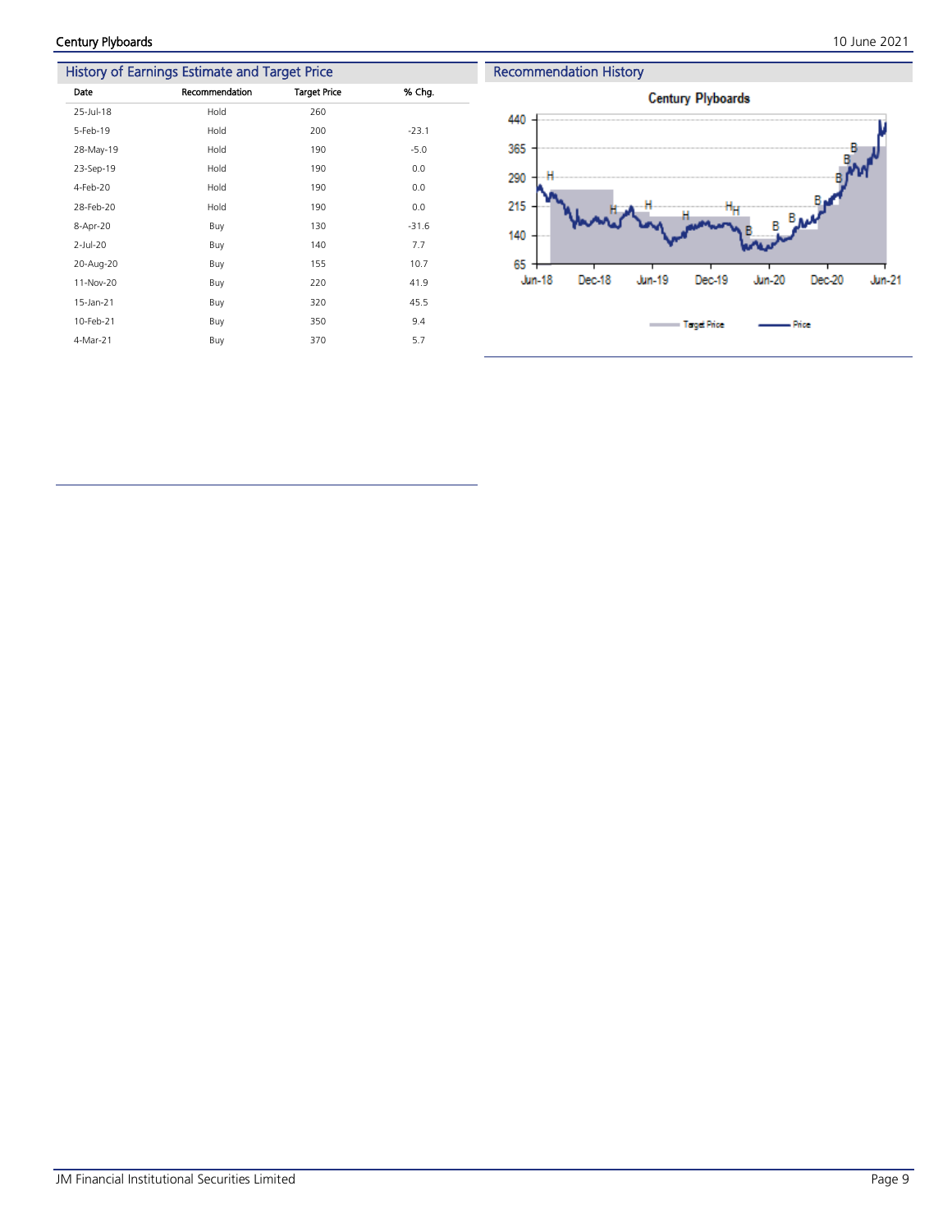## History of Earnings Estimate and Target Price

| Date | Recommendation | Target Price | % Chg. |
|---|---|---|---|
| 25-Jul-18 | Hold | 260 | |
| 5-Feb-19 | Hold | 200 | -23.1 |
| 28-May-19 | Hold | 190 | -5.0 |
| 23-Sep-19 | Hold | 190 | 0.0 |
| 4-Feb-20 | Hold | 190 | 0.0 |
| 28-Feb-20 | Hold | 190 | 0.0 |
| 8-Apr-20 | Buy | 130 | -31.6 |
| 2-Jul-20 | Buy | 140 | 7.7 |
| 20-Aug-20 | Buy | 155 | 10.7 |
| 11-Nov-20 | Buy | 220 | 41.9 |
| 15-Jan-21 | Buy | 320 | 45.5 |
| 10-Feb-21 | Buy | 350 | 9.4 |
| 4-Mar-21 | Buy | 370 | 5.7 |

## Recommendation History

Century Plyboards

440
365
290
215
140
65

Jun-18 Dec-18 Jun-19 Dec-19 Jun-20 Dec-20 Jun-21

Target Price — Price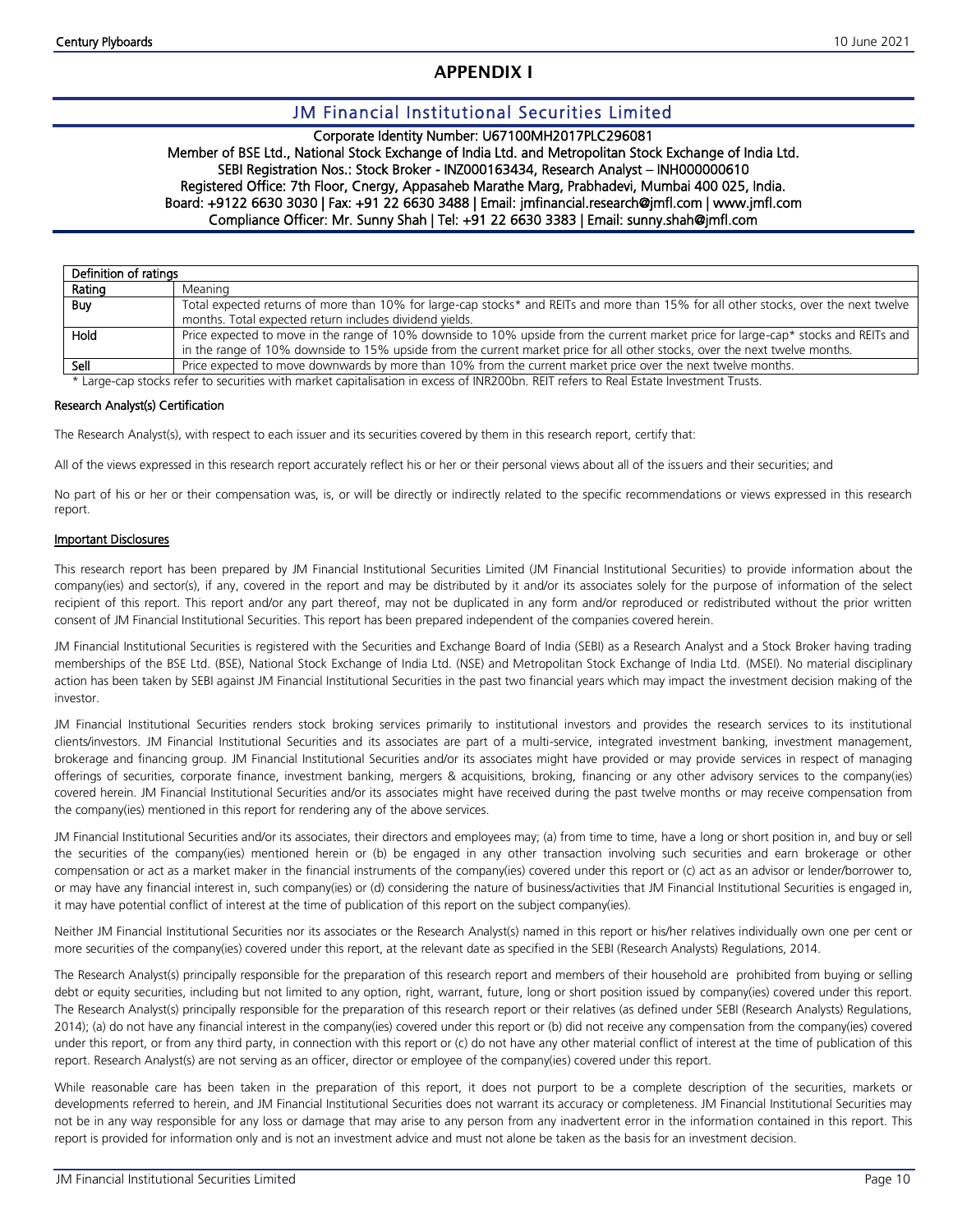# APPENDIX I

## JM Financial Institutional Securities Limited

Corporate Identity Number: U67100MH2017PLC296081
Member of BSE Ltd., National Stock Exchange of India Ltd. and Metropolitan Stock Exchange of India Ltd.
SEBI Registration Nos.: Stock Broker - INZ000163434, Research Analyst – INH000000610
Registered Office: 7th Floor, Cnergy, Appasaheb Marathe Marg, Prabhadevi, Mumbai 400 025, India.
Board: +9122 6630 3030 | Fax: +91 22 6630 3488 | Email: jmfinancial.research@jmfl.com | www.jmfl.com
Compliance Officer: Mr. Sunny Shah | Tel: +91 22 6630 3383 | Email: sunny.shah@jmfl.com

| Definition of ratings | |
|---|---|
| Rating | Meaning |
| Buy | Total expected returns of more than 10% for large-cap stocks* and REITs and more than 15% for all other stocks, over the next twelve months. Total expected return includes dividend yields. |
| Hold | Price expected to move in the range of 10% downside to 10% upside from the current market price for large-cap* stocks and REITs and in the range of 10% downside to 15% upside from the current market price for all other stocks, over the next twelve months. |
| Sell | Price expected to move downwards by more than 10% from the current market price over the next twelve months. |

* Large-cap stocks refer to securities with market capitalisation in excess of INR200bn. REIT refers to Real Estate Investment Trusts.

### Research Analyst(s) Certification

The Research Analyst(s), with respect to each issuer and its securities covered by them in this research report, certify that:

All of the views expressed in this research report accurately reflect his or her or their personal views about all of the issuers and their securities; and

No part of his or her or their compensation was, is, or will be directly or indirectly related to the specific recommendations or views expressed in this research report.

### Important Disclosures

This research report has been prepared by JM Financial Institutional Securities Limited (JM Financial Institutional Securities) to provide information about the company(ies) and sector(s), if any, covered in the report and may be distributed by it and/or its associates solely for the purpose of information of the select recipient of this report. This report and/or any part thereof, may not be duplicated in any form and/or reproduced or redistributed without the prior written consent of JM Financial Institutional Securities. This report has been prepared independent of the companies covered herein.

JM Financial Institutional Securities is registered with the Securities and Exchange Board of India (SEBI) as a Research Analyst and a Stock Broker having trading memberships of the BSE Ltd. (BSE), National Stock Exchange of India Ltd. (NSE) and Metropolitan Stock Exchange of India Ltd. (MSEI). No material disciplinary action has been taken by SEBI against JM Financial Institutional Securities in the past two financial years which may impact the investment decision making of the investor.

JM Financial Institutional Securities renders stock broking services primarily to institutional investors and provides the research services to its institutional clients/investors. JM Financial Institutional Securities and its associates are part of a multi-service, integrated investment banking, investment management, brokerage and financing group. JM Financial Institutional Securities and/or its associates might have provided or may provide services in respect of managing offerings of securities, corporate finance, investment banking, mergers & acquisitions, broking, financing or any other advisory services to the company(ies) covered herein. JM Financial Institutional Securities and/or its associates might have received during the past twelve months or may receive compensation from the company(ies) mentioned in this report for rendering any of the above services.

JM Financial Institutional Securities and/or its associates, their directors and employees may; (a) from time to time, have a long or short position in, and buy or sell the securities of the company(ies) mentioned herein or (b) be engaged in any other transaction involving such securities and earn brokerage or other compensation or act as a market maker in the financial instruments of the company(ies) covered under this report or (c) act as an advisor or lender/borrower to, or may have any financial interest in, such company(ies) or (d) considering the nature of business/activities that JM Financial Institutional Securities is engaged in, it may have potential conflict of interest at the time of publication of this report on the subject company(ies).

Neither JM Financial Institutional Securities nor its associates or the Research Analyst(s) named in this report or his/her relatives individually own one per cent or more securities of the company(ies) covered under this report, at the relevant date as specified in the SEBI (Research Analysts) Regulations, 2014.

The Research Analyst(s) principally responsible for the preparation of this research report and members of their household are prohibited from buying or selling debt or equity securities, including but not limited to any option, right, warrant, future, long or short position issued by company(ies) covered under this report. The Research Analyst(s) principally responsible for the preparation of this research report or their relatives (as defined under SEBI (Research Analysts) Regulations, 2014); (a) do not have any financial interest in the company(ies) covered under this report or (b) did not receive any compensation from the company(ies) covered under this report, or from any third party, in connection with this report or (c) do not have any other material conflict of interest at the time of publication of this report. Research Analyst(s) are not serving as an officer, director or employee of the company(ies) covered under this report.

While reasonable care has been taken in the preparation of this report, it does not purport to be a complete description of the securities, markets or developments referred to herein, and JM Financial Institutional Securities does not warrant its accuracy or completeness. JM Financial Institutional Securities may not be in any way responsible for any loss or damage that may arise to any person from any inadvertent error in the information contained in this report. This report is provided for information only and is not an investment advice and must not alone be taken as the basis for an investment decision.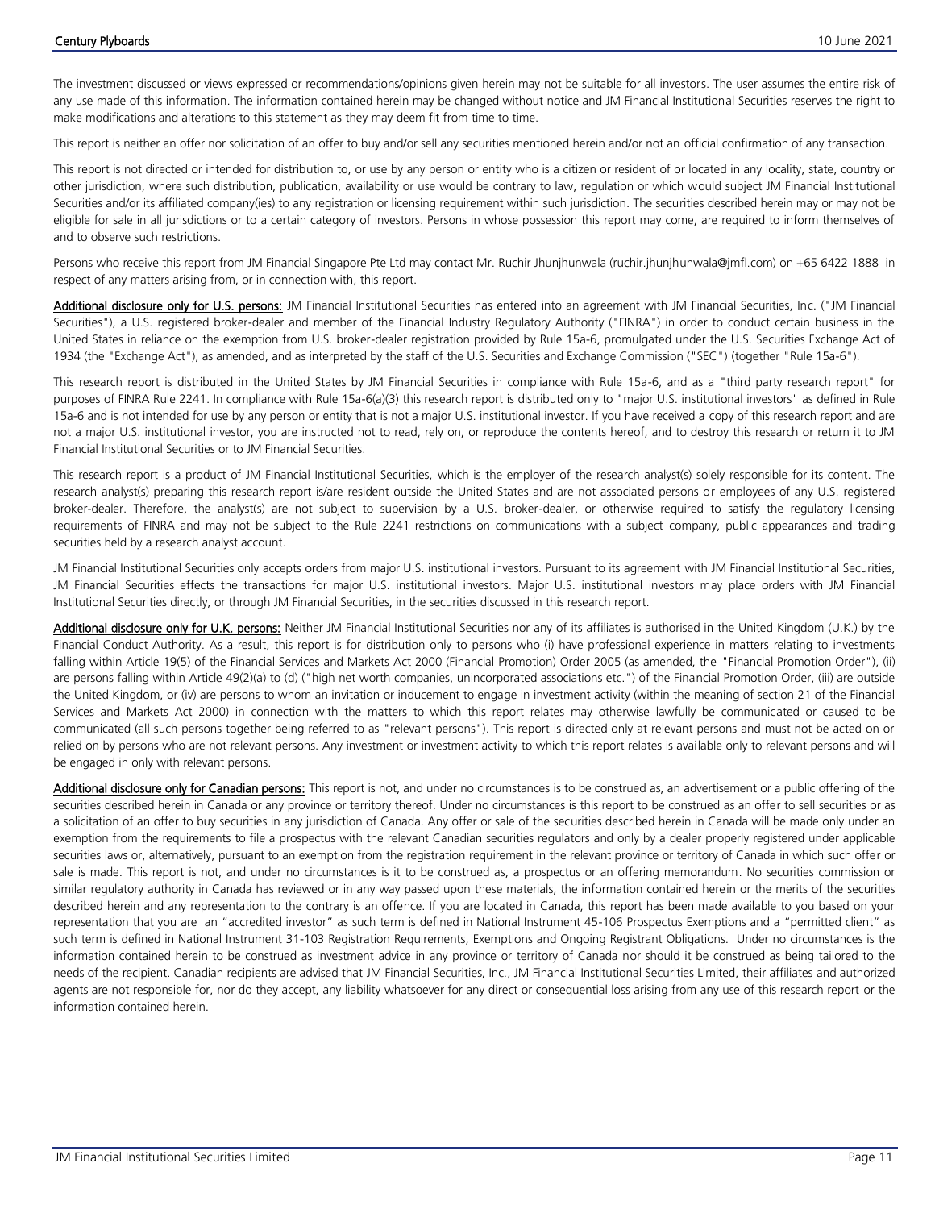The investment discussed or views expressed or recommendations/opinions given herein may not be suitable for all investors. The user assumes the entire risk of any use made of this information. The information contained herein may be changed without notice and JM Financial Institutional Securities reserves the right to make modifications and alterations to this statement as they may deem fit from time to time.

This report is neither an offer nor solicitation of an offer to buy and/or sell any securities mentioned herein and/or not an official confirmation of any transaction.

This report is not directed or intended for distribution to, or use by any person or entity who is a citizen or resident of or located in any locality, state, country or other jurisdiction, where such distribution, publication, availability or use would be contrary to law, regulation or which would subject JM Financial Institutional Securities and/or its affiliated company(ies) to any registration or licensing requirement within such jurisdiction. The securities described herein may or may not be eligible for sale in all jurisdictions or to a certain category of investors. Persons in whose possession this report may come, are required to inform themselves of and to observe such restrictions.

Persons who receive this report from JM Financial Singapore Pte Ltd may contact Mr. Ruchir Jhunjhunwala (ruchir.jhunjhunwala@jmfl.com) on +65 6422 1888 in respect of any matters arising from, or in connection with, this report.

**Additional disclosure only for U.S. persons:** JM Financial Institutional Securities has entered into an agreement with JM Financial Securities, Inc. ("JM Financial Securities"), a U.S. registered broker-dealer and member of the Financial Industry Regulatory Authority ("FINRA") in order to conduct certain business in the United States in reliance on the exemption from U.S. broker-dealer registration provided by Rule 15a-6, promulgated under the U.S. Securities Exchange Act of 1934 (the "Exchange Act"), as amended, and as interpreted by the staff of the U.S. Securities and Exchange Commission ("SEC") (together "Rule 15a-6").

This research report is distributed in the United States by JM Financial Securities in compliance with Rule 15a-6, and as a "third party research report" for purposes of FINRA Rule 2241. In compliance with Rule 15a-6(a)(3) this research report is distributed only to "major U.S. institutional investors" as defined in Rule 15a-6 and is not intended for use by any person or entity that is not a major U.S. institutional investor. If you have received a copy of this research report and are not a major U.S. institutional investor, you are instructed not to read, rely on, or reproduce the contents hereof, and to destroy this research or return it to JM Financial Institutional Securities or to JM Financial Securities.

This research report is a product of JM Financial Institutional Securities, which is the employer of the research analyst(s) solely responsible for its content. The research analyst(s) preparing this research report is/are resident outside the United States and are not associated persons or employees of any U.S. registered broker-dealer. Therefore, the analyst(s) are not subject to supervision by a U.S. broker-dealer, or otherwise required to satisfy the regulatory licensing requirements of FINRA and may not be subject to the Rule 2241 restrictions on communications with a subject company, public appearances and trading securities held by a research analyst account.

JM Financial Institutional Securities only accepts orders from major U.S. institutional investors. Pursuant to its agreement with JM Financial Institutional Securities, JM Financial Securities effects the transactions for major U.S. institutional investors. Major U.S. institutional investors may place orders with JM Financial Institutional Securities directly, or through JM Financial Securities, in the securities discussed in this research report.

**Additional disclosure only for U.K. persons:** Neither JM Financial Institutional Securities nor any of its affiliates is authorised in the United Kingdom (U.K.) by the Financial Conduct Authority. As a result, this report is for distribution only to persons who (i) have professional experience in matters relating to investments falling within Article 19(5) of the Financial Services and Markets Act 2000 (Financial Promotion) Order 2005 (as amended, the "Financial Promotion Order"), (ii) are persons falling within Article 49(2)(a) to (d) ("high net worth companies, unincorporated associations etc.") of the Financial Promotion Order, (iii) are outside the United Kingdom, or (iv) are persons to whom an invitation or inducement to engage in investment activity (within the meaning of section 21 of the Financial Services and Markets Act 2000) in connection with the matters to which this report relates may otherwise lawfully be communicated or caused to be communicated (all such persons together being referred to as "relevant persons"). This report is directed only at relevant persons and must not be acted on or relied on by persons who are not relevant persons. Any investment or investment activity to which this report relates is available only to relevant persons and will be engaged in only with relevant persons.

**Additional disclosure only for Canadian persons:** This report is not, and under no circumstances is to be construed as, an advertisement or a public offering of the securities described herein in Canada or any province or territory thereof. Under no circumstances is this report to be construed as an offer to sell securities or as a solicitation of an offer to buy securities in any jurisdiction of Canada. Any offer or sale of the securities described herein in Canada will be made only under an exemption from the requirements to file a prospectus with the relevant Canadian securities regulators and only by a dealer properly registered under applicable securities laws or, alternatively, pursuant to an exemption from the registration requirement in the relevant province or territory of Canada in which such offer or sale is made. This report is not, and under no circumstances is it to be construed as, a prospectus or an offering memorandum. No securities commission or similar regulatory authority in Canada has reviewed or in any way passed upon these materials, the information contained herein or the merits of the securities described herein and any representation to the contrary is an offence. If you are located in Canada, this report has been made available to you based on your representation that you are an "accredited investor" as such term is defined in National Instrument 45-106 Prospectus Exemptions and a "permitted client" as such term is defined in National Instrument 31-103 Registration Requirements, Exemptions and Ongoing Registrant Obligations. Under no circumstances is the information contained herein to be construed as investment advice in any province or territory of Canada nor should it be construed as being tailored to the needs of the recipient. Canadian recipients are advised that JM Financial Securities, Inc., JM Financial Institutional Securities Limited, their affiliates and authorized agents are not responsible for, nor do they accept, any liability whatsoever for any direct or consequential loss arising from any use of this research report or the information contained herein.